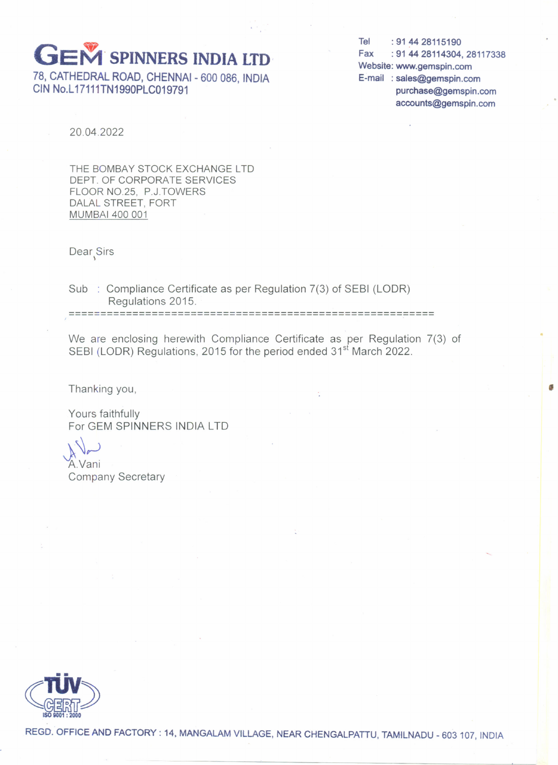# GEM SPINNERS INDIA LTD

78, CATHEDRAL ROAD, CHENNAI - 600 086, INDIA
CIN No.L17111TN1990PLC019791

Tel : 91 44 28115190
Fax : 91 44 28114304, 28117338
Website: www.gemspin.com
E-mail : sales@gemspin.com
purchase@gemspin.com
accounts@gemspin.com

20.04.2022

THE BOMBAY STOCK EXCHANGE LTD
DEPT. OF CORPORATE SERVICES
FLOOR NO.25, P.J.TOWERS
DALAL STREET, FORT
MUMBAI 400 001

Dear Sirs

Sub : Compliance Certificate as per Regulation 7(3) of SEBI (LODR) Regulations 2015.

We are enclosing herewith Compliance Certificate as per Regulation 7(3) of SEBI (LODR) Regulations, 2015 for the period ended 31st March 2022.

Thanking you,

Yours faithfully
For GEM SPINNERS INDIA LTD

A.Vani
Company Secretary

TÜV CERT ISO 9001 : 2000

REGD. OFFICE AND FACTORY : 14, MANGALAM VILLAGE, NEAR CHENGALPATTU, TAMILNADU - 603 107, INDIA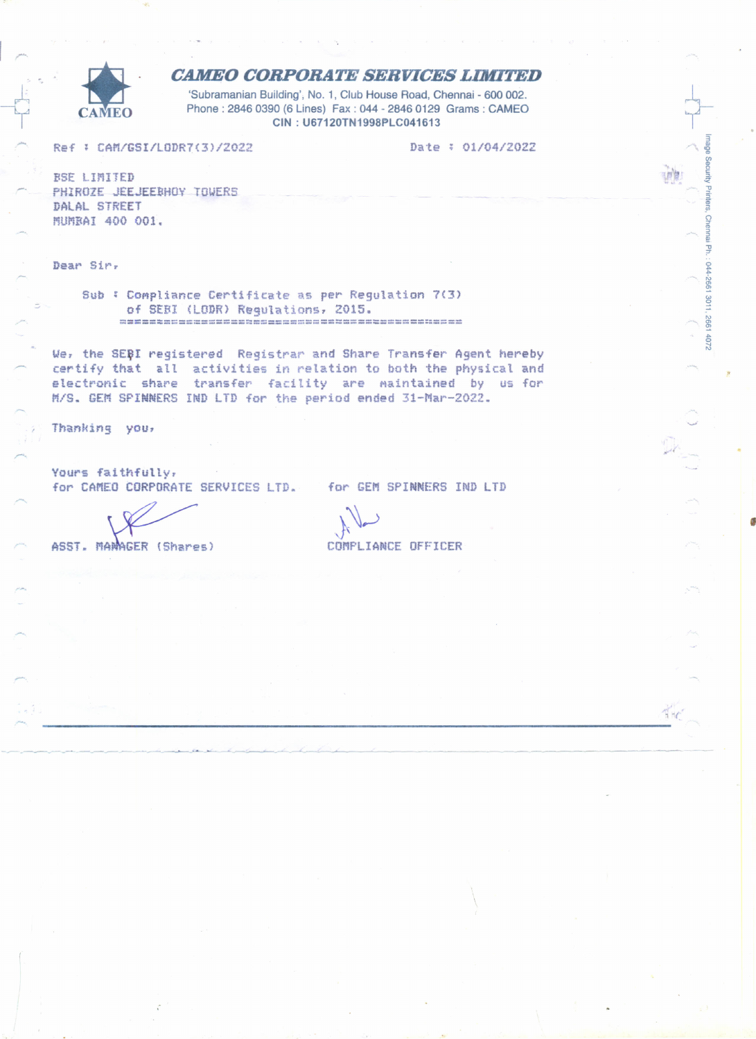# CAMEO CORPORATE SERVICES LIMITED

'Subramanian Building', No. 1, Club House Road, Chennai - 600 002.
Phone : 2846 0390 (6 Lines) Fax : 044 - 2846 0129 Grams : CAMEO
CIN : U67120TN1998PLC041613

Ref : CAM/GSI/LODR7(3)/2022 Date : 01/04/2022

BSE LIMITED
PHIROZE JEEJEEBHOY TOWERS
DALAL STREET
MUMBAI 400 001.

Dear Sir,

Sub : Compliance Certificate as per Regulation 7(3) of SEBI (LODR) Regulations, 2015.

We, the SEBI registered Registrar and Share Transfer Agent hereby certify that all activities in relation to both the physical and electronic share transfer facility are maintained by us for M/S. GEM SPINNERS IND LTD for the period ended 31-Mar-2022.

Thanking you,

Yours faithfully,

for CAMEO CORPORATE SERVICES LTD.

ASST. MANAGER (Shares)

for GEM SPINNERS IND LTD

COMPLIANCE OFFICER